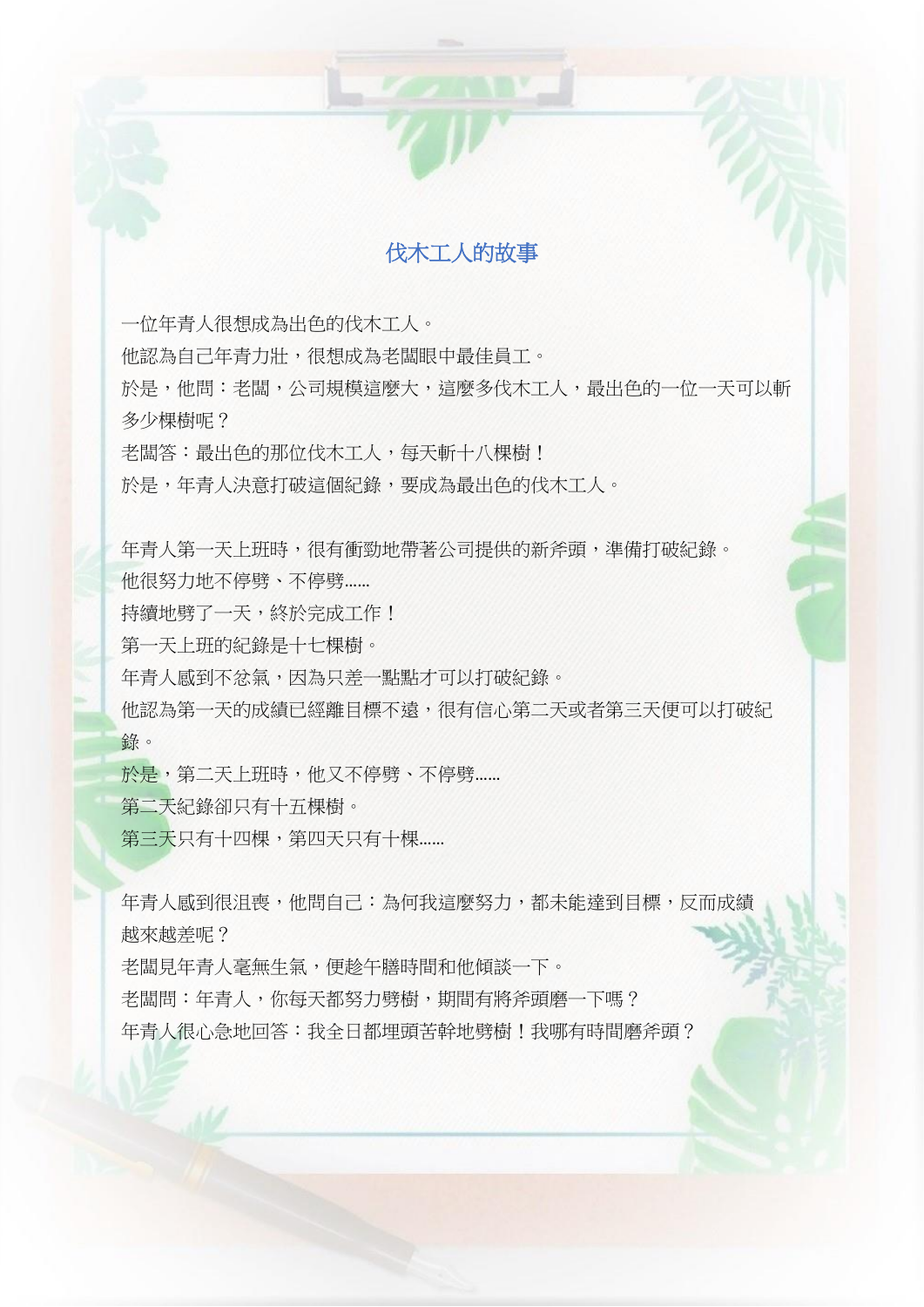# 伐木工人的故事

一位年青人很想成為出色的伐木工人。
他認為自己年青力壯，很想成為老闆眼中最佳員工。
於是，他問：老闆，公司規模這麼大，這麼多伐木工人，最出色的一位一天可以斬多少棵樹呢？
老闆答：最出色的那位伐木工人，每天斬十八棵樹！
於是，年青人決意打破這個紀錄，要成為最出色的伐木工人。

年青人第一天上班時，很有衝勁地帶著公司提供的新斧頭，準備打破紀錄。
他很努力地不停劈、不停劈……
持續地劈了一天，終於完成工作！
第一天上班的紀錄是十七棵樹。
年青人感到不忿氣，因為只差一點點才可以打破紀錄。
他認為第一天的成績已經離目標不遠，很有信心第二天或者第三天便可以打破紀錄。
於是，第二天上班時，他又不停劈、不停劈……
第二天紀錄卻只有十五棵樹。
第三天只有十四棵，第四天只有十棵……

年青人感到很沮喪，他問自己：為何我這麼努力，都未能達到目標，反而成績越來越差呢？
老闆見年青人毫無生氣，便趁午膳時間和他傾談一下。
老闆問：年青人，你每天都努力劈樹，期間有將斧頭磨一下嗎？
年青人很心急地回答：我全日都埋頭苦幹地劈樹！我哪有時間磨斧頭？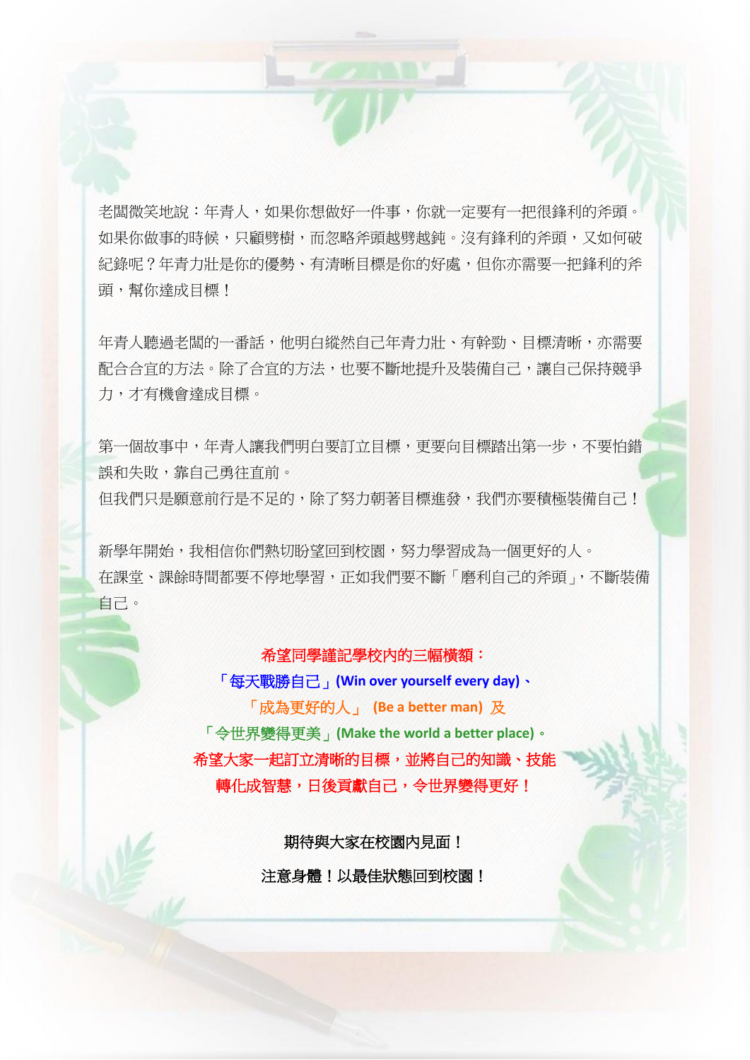老闆微笑地說：年青人，如果你想做好一件事，你就一定要有一把很鋒利的斧頭。如果你做事的時候，只顧劈樹，而忽略斧頭越劈越鈍。沒有鋒利的斧頭，又如何破紀錄呢？年青力壯是你的優勢、有清晰目標是你的好處，但你亦需要一把鋒利的斧頭，幫你達成目標！

年青人聽過老闆的一番話，他明白縱然自己年青力壯、有幹勁、目標清晰，亦需要配合合宜的方法。除了合宜的方法，也要不斷地提升及裝備自己，讓自己保持競爭力，才有機會達成目標。

第一個故事中，年青人讓我們明白要訂立目標，更要向目標踏出第一步，不要怕錯誤和失敗，靠自己勇往直前。
但我們只是願意前行是不足的，除了努力朝著目標進發，我們亦要積極裝備自己！

新學年開始，我相信你們熱切盼望回到校園，努力學習成為一個更好的人。
在課堂、課餘時間都要不停地學習，正如我們要不斷「磨利自己的斧頭」，不斷裝備自己。

**希望同學謹記學校內的三幅橫額：**
**「每天戰勝自己」(Win over yourself every day)、**
**「成為更好的人」 (Be a better man) 及**
**「令世界變得更美」(Make the world a better place)。**
**希望大家一起訂立清晰的目標，並將自己的知識、技能轉化成智慧，日後貢獻自己，令世界變得更好！**

**期待與大家在校園內見面！**

**注意身體！以最佳狀態回到校園！**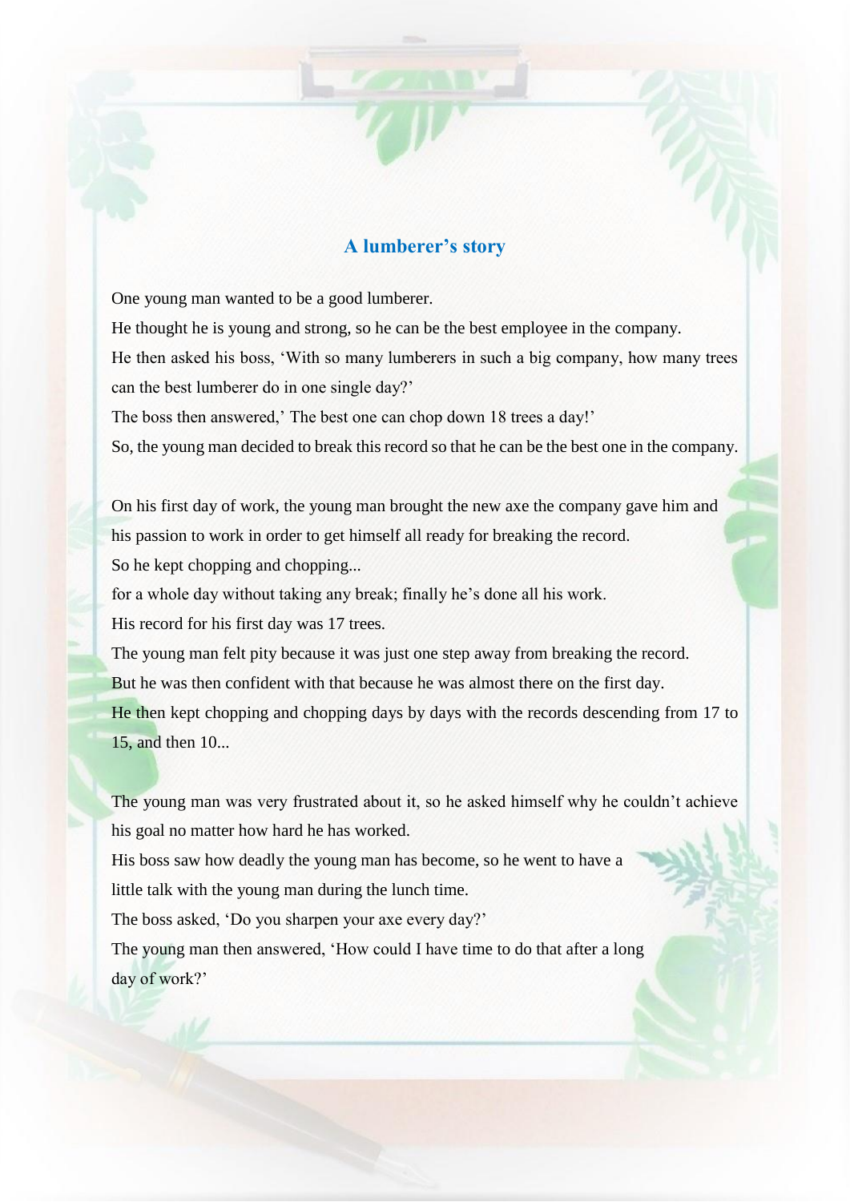## A lumberer's story

One young man wanted to be a good lumberer.
He thought he is young and strong, so he can be the best employee in the company.
He then asked his boss, 'With so many lumberers in such a big company, how many trees can the best lumberer do in one single day?'
The boss then answered,' The best one can chop down 18 trees a day!'
So, the young man decided to break this record so that he can be the best one in the company.

On his first day of work, the young man brought the new axe the company gave him and his passion to work in order to get himself all ready for breaking the record.
So he kept chopping and chopping...
for a whole day without taking any break; finally he's done all his work.
His record for his first day was 17 trees.
The young man felt pity because it was just one step away from breaking the record.
But he was then confident with that because he was almost there on the first day.
He then kept chopping and chopping days by days with the records descending from 17 to 15, and then 10...

The young man was very frustrated about it, so he asked himself why he couldn't achieve his goal no matter how hard he has worked.
His boss saw how deadly the young man has become, so he went to have a little talk with the young man during the lunch time.
The boss asked, 'Do you sharpen your axe every day?'
The young man then answered, 'How could I have time to do that after a long day of work?'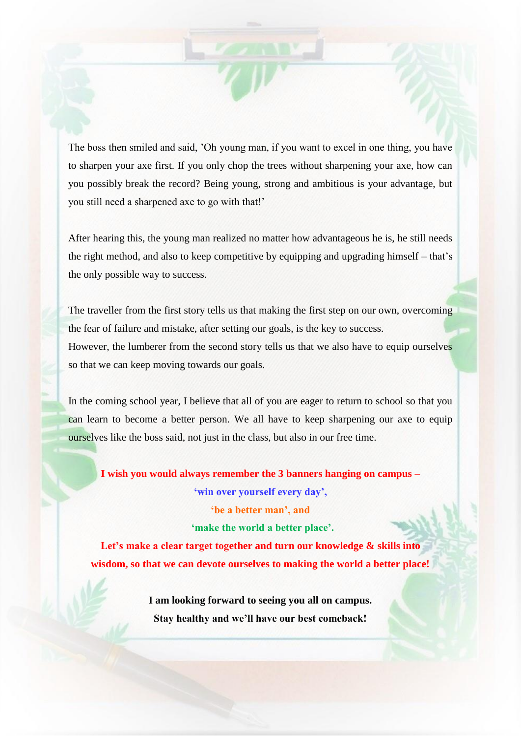The boss then smiled and said, 'Oh young man, if you want to excel in one thing, you have to sharpen your axe first. If you only chop the trees without sharpening your axe, how can you possibly break the record? Being young, strong and ambitious is your advantage, but you still need a sharpened axe to go with that!'

After hearing this, the young man realized no matter how advantageous he is, he still needs the right method, and also to keep competitive by equipping and upgrading himself – that's the only possible way to success.

The traveller from the first story tells us that making the first step on our own, overcoming the fear of failure and mistake, after setting our goals, is the key to success.
However, the lumberer from the second story tells us that we also have to equip ourselves so that we can keep moving towards our goals.

In the coming school year, I believe that all of you are eager to return to school so that you can learn to become a better person. We all have to keep sharpening our axe to equip ourselves like the boss said, not just in the class, but also in our free time.

**I wish you would always remember the 3 banners hanging on campus –**
**'win over yourself every day',**
**'be a better man', and**
**'make the world a better place'.**
**Let's make a clear target together and turn our knowledge & skills into wisdom, so that we can devote ourselves to making the world a better place!**

**I am looking forward to seeing you all on campus.**
**Stay healthy and we'll have our best comeback!**